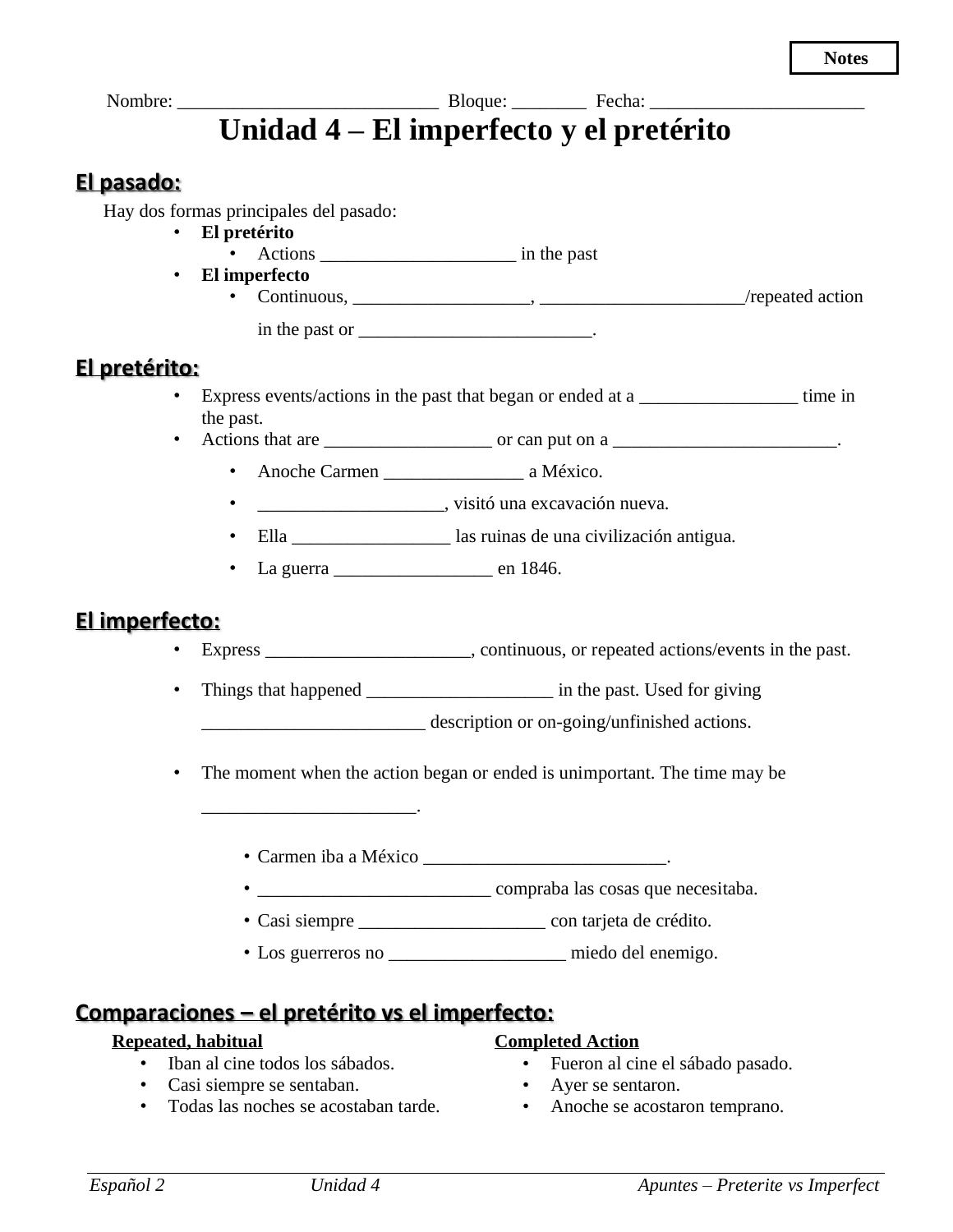Notes

Nombre: ____________________________ Bloque: ________ Fecha: _______________________

# Unidad 4 – El imperfecto y el pretérito

## El pasado:

Hay dos formas principales del pasado:

- **El pretérito**
  - Actions _____________________ in the past
- **El imperfecto**
  - Continuous, ___________________, ______________________/repeated action in the past or _________________________.

## El pretérito:

- Express events/actions in the past that began or ended at a _________________ time in the past.
- Actions that are __________________ or can put on a ________________________.
  - Anoche Carmen _______________ a México.
  - ____________________, visitó una excavación nueva.
  - Ella _________________ las ruinas de una civilización antigua.
  - La guerra _________________ en 1846.

## El imperfecto:

- Express ______________________, continuous, or repeated actions/events in the past.
- Things that happened ____________________ in the past. Used for giving ________________________ description or on-going/unfinished actions.
- The moment when the action began or ended is unimportant. The time may be _______________________.
  - Carmen iba a México __________________________.
  - _________________________ compraba las cosas que necesitaba.
  - Casi siempre ____________________ con tarjeta de crédito.
  - Los guerreros no ___________________ miedo del enemigo.

## Comparaciones – el pretérito vs el imperfecto:

**Repeated, habitual**

- Iban al cine todos los sábados.
- Casi siempre se sentaban.
- Todas las noches se acostaban tarde.

**Completed Action**

- Fueron al cine el sábado pasado.
- Ayer se sentaron.
- Anoche se acostaron temprano.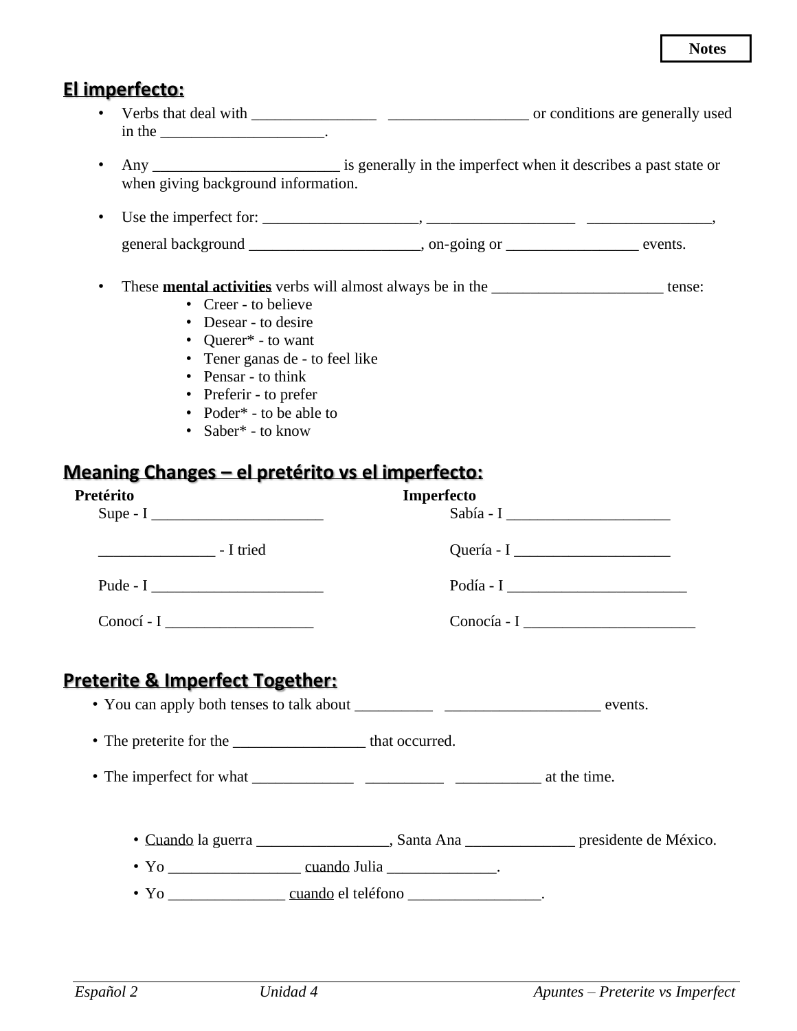Notes

## El imperfecto:

- Verbs that deal with ________________ __________________ or conditions are generally used in the _____________________.
- Any ________________________ is generally in the imperfect when it describes a past state or when giving background information.
- Use the imperfect for: ____________________, ___________________ ________________, general background ______________________, on-going or _________________ events.
- These **mental activities** verbs will almost always be in the ______________________ tense:
    - Creer - to believe
    - Desear - to desire
    - Querer* - to want
    - Tener ganas de - to feel like
    - Pensar - to think
    - Preferir - to prefer
    - Poder* - to be able to
    - Saber* - to know

## Meaning Changes – el pretérito vs el imperfecto:

| **Pretérito** | **Imperfecto** |
| --- | --- |
| Supe - I ______________________ | Sabía - I _____________________ |
| _______________ - I tried | Quería - I ____________________ |
| Pude - I ______________________ | Podía - I _______________________ |
| Conocí - I ___________________ | Conocía - I ______________________ |

## Preterite & Imperfect Together:

- You can apply both tenses to talk about __________ ____________________ events.
- The preterite for the _________________ that occurred.
- The imperfect for what _____________ __________ ___________ at the time.

    - Cuando la guerra _________________, Santa Ana ______________ presidente de México.
    - Yo _________________ cuando Julia ______________.
    - Yo _______________ cuando el teléfono _________________.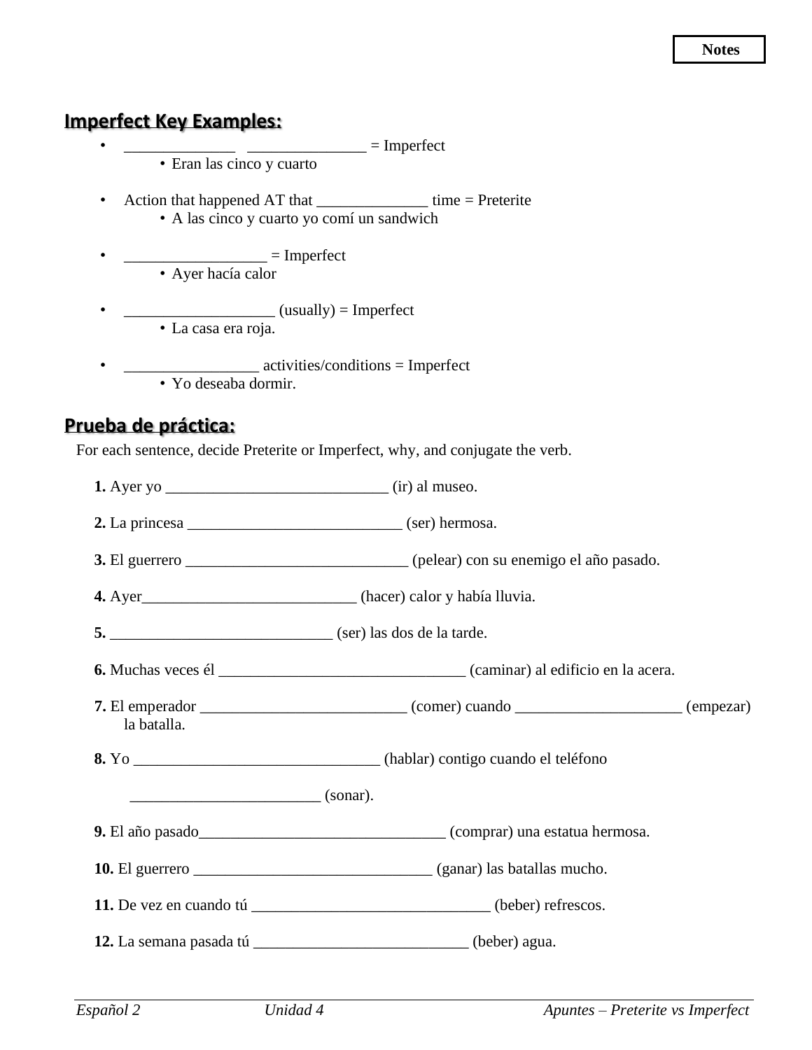Notes

## Imperfect Key Examples:

- ______________ _______________ = Imperfect
    - Eran las cinco y cuarto
- Action that happened AT that ______________ time = Preterite
    - A las cinco y cuarto yo comí un sandwich
- __________________ = Imperfect
    - Ayer hacía calor
- ___________________ (usually) = Imperfect
    - La casa era roja.
- _________________ activities/conditions = Imperfect
    - Yo deseaba dormir.

## Prueba de práctica:

For each sentence, decide Preterite or Imperfect, why, and conjugate the verb.

**1.** Ayer yo ____________________________ (ir) al museo.

**2.** La princesa ___________________________ (ser) hermosa.

**3.** El guerrero ____________________________ (pelear) con su enemigo el año pasado.

**4.** Ayer___________________________ (hacer) calor y había lluvia.

**5.** ____________________________ (ser) las dos de la tarde.

**6.** Muchas veces él _______________________________ (caminar) al edificio en la acera.

**7.** El emperador __________________________ (comer) cuando _____________________ (empezar) la batalla.

**8.** Yo _______________________________ (hablar) contigo cuando el teléfono

________________________ (sonar).

**9.** El año pasado_______________________________ (comprar) una estatua hermosa.

**10.** El guerrero ______________________________ (ganar) las batallas mucho.

**11.** De vez en cuando tú ______________________________ (beber) refrescos.

**12.** La semana pasada tú ___________________________ (beber) agua.